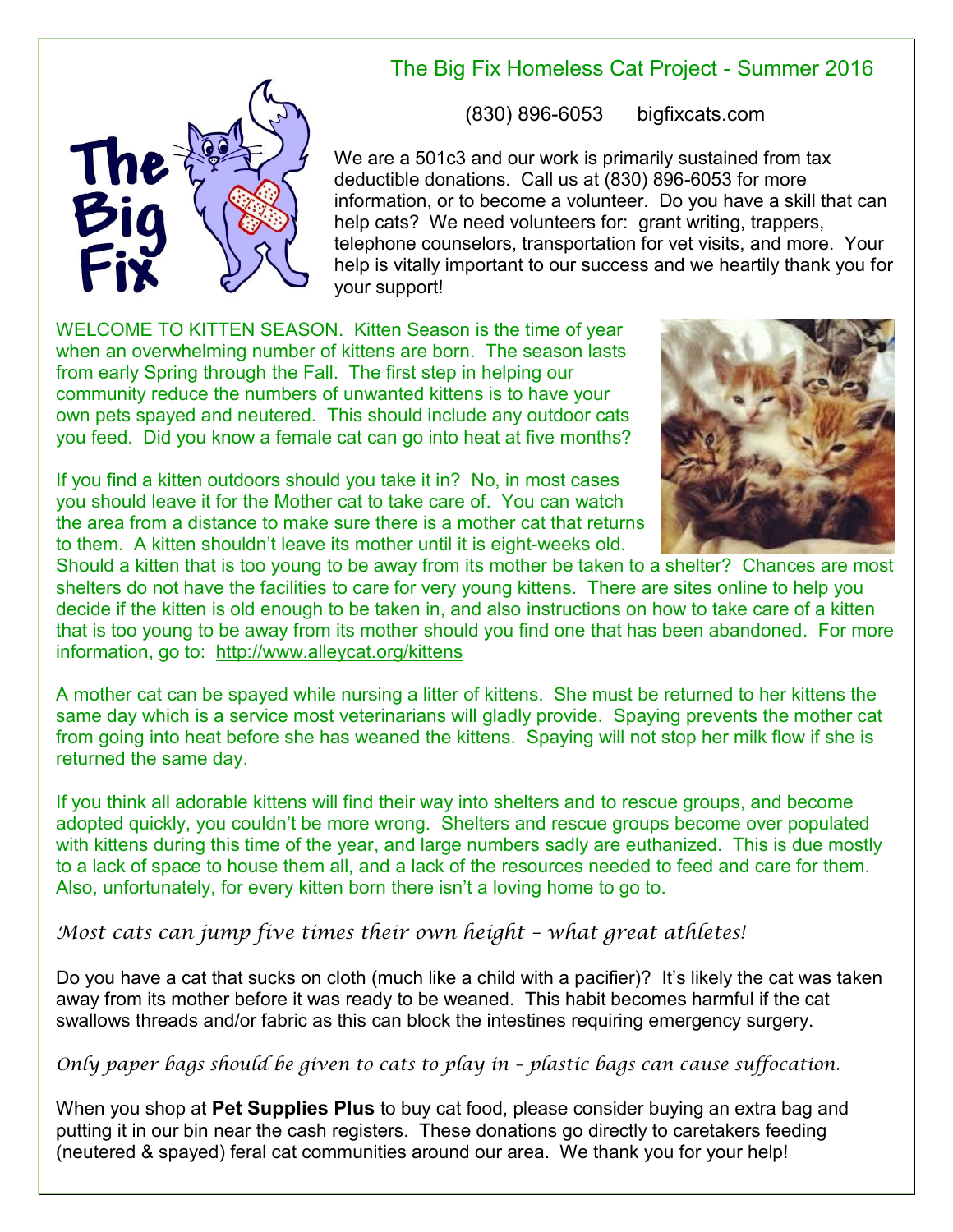# The Big Fix Homeless Cat Project - Summer 2016

(830) 896-6053 bigfixcats.com

We are a 501c3 and our work is primarily sustained from tax deductible donations. Call us at (830) 896-6053 for more information, or to become a volunteer. Do you have a skill that can help cats? We need volunteers for: grant writing, trappers, telephone counselors, transportation for vet visits, and more. Your help is vitally important to our success and we heartily thank you for your support!

WELCOME TO KITTEN SEASON. Kitten Season is the time of year when an overwhelming number of kittens are born. The season lasts from early Spring through the Fall. The first step in helping our community reduce the numbers of unwanted kittens is to have your own pets spayed and neutered. This should include any outdoor cats you feed. Did you know a female cat can go into heat at five months?

If you find a kitten outdoors should you take it in? No, in most cases you should leave it for the Mother cat to take care of. You can watch the area from a distance to make sure there is a mother cat that returns to them. A kitten shouldn't leave its mother until it is eight-weeks old. Should a kitten that is too young to be away from its mother be taken to a shelter? Chances are most shelters do not have the facilities to care for very young kittens. There are sites online to help you decide if the kitten is old enough to be taken in, and also instructions on how to take care of a kitten that is too young to be away from its mother should you find one that has been abandoned. For more information, go to: http://www.alleycat.org/kittens

A mother cat can be spayed while nursing a litter of kittens. She must be returned to her kittens the same day which is a service most veterinarians will gladly provide. Spaying prevents the mother cat from going into heat before she has weaned the kittens. Spaying will not stop her milk flow if she is returned the same day.

If you think all adorable kittens will find their way into shelters and to rescue groups, and become adopted quickly, you couldn't be more wrong. Shelters and rescue groups become over populated with kittens during this time of the year, and large numbers sadly are euthanized. This is due mostly to a lack of space to house them all, and a lack of the resources needed to feed and care for them. Also, unfortunately, for every kitten born there isn't a loving home to go to.

*Most cats can jump five times their own height – what great athletes!*

Do you have a cat that sucks on cloth (much like a child with a pacifier)? It's likely the cat was taken away from its mother before it was ready to be weaned. This habit becomes harmful if the cat swallows threads and/or fabric as this can block the intestines requiring emergency surgery.

*Only paper bags should be given to cats to play in – plastic bags can cause suffocation.*

When you shop at **Pet Supplies Plus** to buy cat food, please consider buying an extra bag and putting it in our bin near the cash registers. These donations go directly to caretakers feeding (neutered & spayed) feral cat communities around our area. We thank you for your help!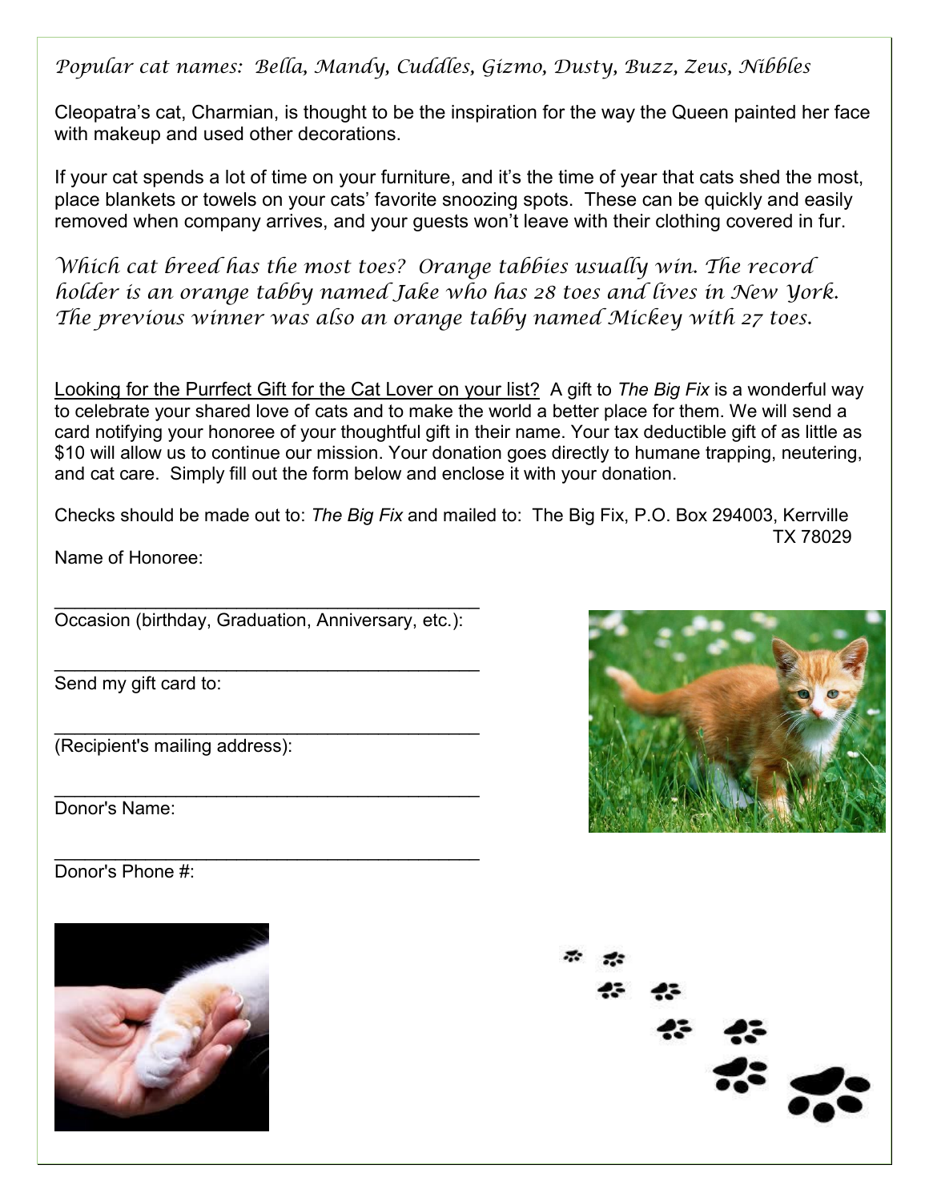*Popular cat names: Bella, Mandy, Cuddles, Gizmo, Dusty, Buzz, Zeus, Nibbles*

Cleopatra's cat, Charmian, is thought to be the inspiration for the way the Queen painted her face with makeup and used other decorations.

If your cat spends a lot of time on your furniture, and it's the time of year that cats shed the most, place blankets or towels on your cats' favorite snoozing spots. These can be quickly and easily removed when company arrives, and your guests won't leave with their clothing covered in fur.

*Which cat breed has the most toes? Orange tabbies usually win. The record holder is an orange tabby named Jake who has 28 toes and lives in New York. The previous winner was also an orange tabby named Mickey with 27 toes.*

Looking for the Purrfect Gift for the Cat Lover on your list? A gift to *The Big Fix* is a wonderful way to celebrate your shared love of cats and to make the world a better place for them. We will send a card notifying your honoree of your thoughtful gift in their name. Your tax deductible gift of as little as $10 will allow us to continue our mission. Your donation goes directly to humane trapping, neutering, and cat care. Simply fill out the form below and enclose it with your donation.

Checks should be made out to: *The Big Fix* and mailed to: The Big Fix, P.O. Box 294003, Kerrville TX 78029

Name of Honoree:

\_\_\_\_\_\_\_\_\_\_\_\_\_\_\_\_\_\_\_\_\_\_\_\_\_\_\_\_\_\_\_\_\_\_\_\_\_\_\_\_\_\_

Occasion (birthday, Graduation, Anniversary, etc.):

\_\_\_\_\_\_\_\_\_\_\_\_\_\_\_\_\_\_\_\_\_\_\_\_\_\_\_\_\_\_\_\_\_\_\_\_\_\_\_\_\_\_

Send my gift card to:

\_\_\_\_\_\_\_\_\_\_\_\_\_\_\_\_\_\_\_\_\_\_\_\_\_\_\_\_\_\_\_\_\_\_\_\_\_\_\_\_\_\_

(Recipient's mailing address):

\_\_\_\_\_\_\_\_\_\_\_\_\_\_\_\_\_\_\_\_\_\_\_\_\_\_\_\_\_\_\_\_\_\_\_\_\_\_\_\_\_\_

Donor's Name:

\_\_\_\_\_\_\_\_\_\_\_\_\_\_\_\_\_\_\_\_\_\_\_\_\_\_\_\_\_\_\_\_\_\_\_\_\_\_\_\_\_\_

Donor's Phone #: